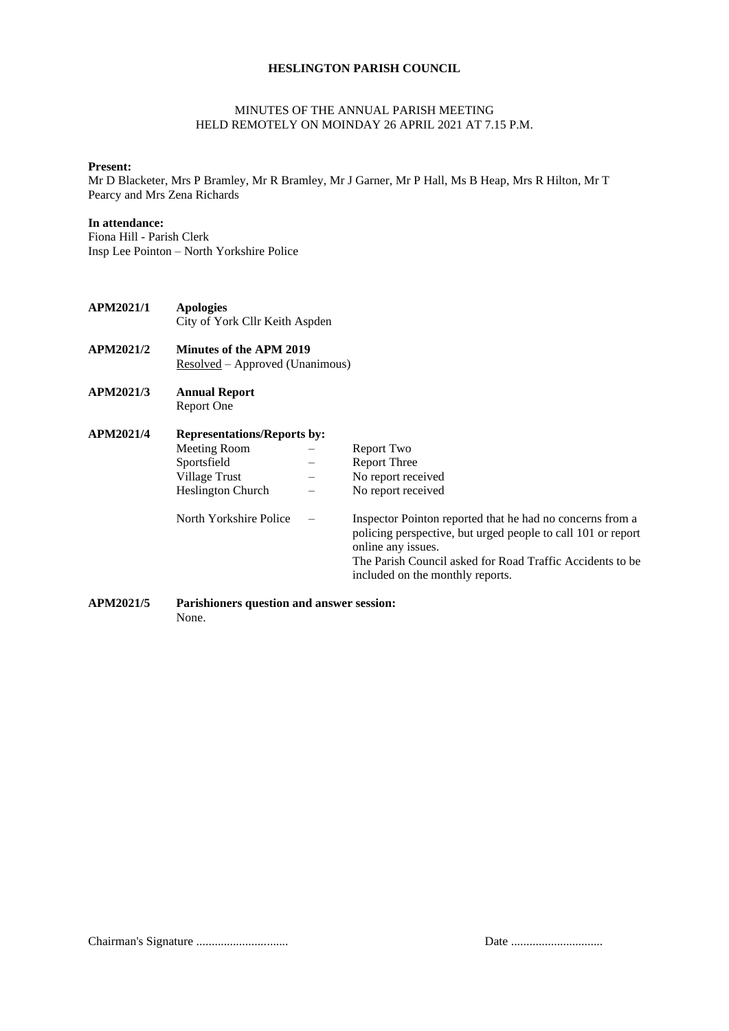# HESLINGTON PARISH COUNCIL

MINUTES OF THE ANNUAL PARISH MEETING
HELD REMOTELY ON MOINDAY 26 APRIL 2021 AT 7.15 P.M.

**Present:**
Mr D Blacketer, Mrs P Bramley, Mr R Bramley, Mr J Garner, Mr P Hall, Ms B Heap, Mrs R Hilton, Mr T Pearcy and Mrs Zena Richards

**In attendance:**
Fiona Hill - Parish Clerk
Insp Lee Pointon – North Yorkshire Police

**APM2021/1** **Apologies**
City of York Cllr Keith Aspden

**APM2021/2** **Minutes of the APM 2019**
Resolved – Approved (Unanimous)

**APM2021/3** **Annual Report**
Report One

**APM2021/4** **Representations/Reports by:**

| | | |
|---|---|---|
| Meeting Room | – | Report Two |
| Sportsfield | – | Report Three |
| Village Trust | – | No report received |
| Heslington Church | – | No report received |
| North Yorkshire Police | – | Inspector Pointon reported that he had no concerns from a policing perspective, but urged people to call 101 or report online any issues.<br>The Parish Council asked for Road Traffic Accidents to be included on the monthly reports. |

**APM2021/5** **Parishioners question and answer session:**
None.

Chairman's Signature .............................. Date ..............................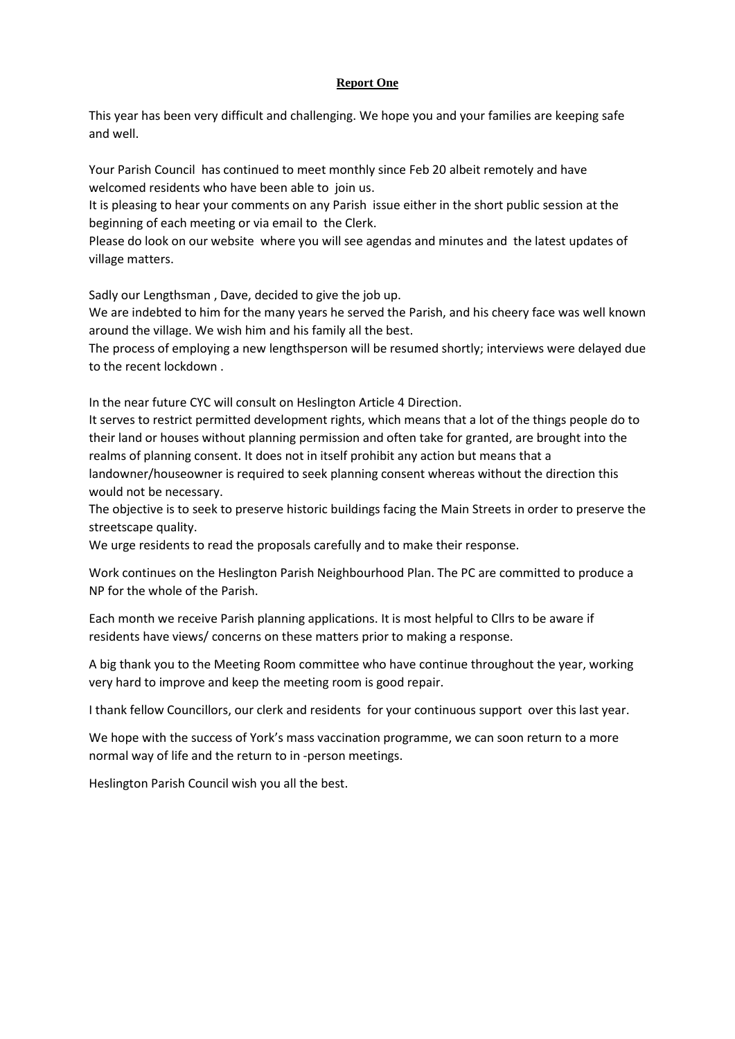**Report One**

This year has been very difficult and challenging. We hope you and your families are keeping safe and well.

Your Parish Council has continued to meet monthly since Feb 20 albeit remotely and have welcomed residents who have been able to join us.
It is pleasing to hear your comments on any Parish issue either in the short public session at the beginning of each meeting or via email to the Clerk.
Please do look on our website where you will see agendas and minutes and the latest updates of village matters.

Sadly our Lengthsman , Dave, decided to give the job up.
We are indebted to him for the many years he served the Parish, and his cheery face was well known around the village. We wish him and his family all the best.
The process of employing a new lengthsperson will be resumed shortly; interviews were delayed due to the recent lockdown .

In the near future CYC will consult on Heslington Article 4 Direction.
It serves to restrict permitted development rights, which means that a lot of the things people do to their land or houses without planning permission and often take for granted, are brought into the realms of planning consent. It does not in itself prohibit any action but means that a landowner/houseowner is required to seek planning consent whereas without the direction this would not be necessary.
The objective is to seek to preserve historic buildings facing the Main Streets in order to preserve the streetscape quality.
We urge residents to read the proposals carefully and to make their response.

Work continues on the Heslington Parish Neighbourhood Plan. The PC are committed to produce a NP for the whole of the Parish.

Each month we receive Parish planning applications. It is most helpful to Cllrs to be aware if residents have views/ concerns on these matters prior to making a response.

A big thank you to the Meeting Room committee who have continue throughout the year, working very hard to improve and keep the meeting room is good repair.

I thank fellow Councillors, our clerk and residents for your continuous support over this last year.

We hope with the success of York's mass vaccination programme, we can soon return to a more normal way of life and the return to in -person meetings.

Heslington Parish Council wish you all the best.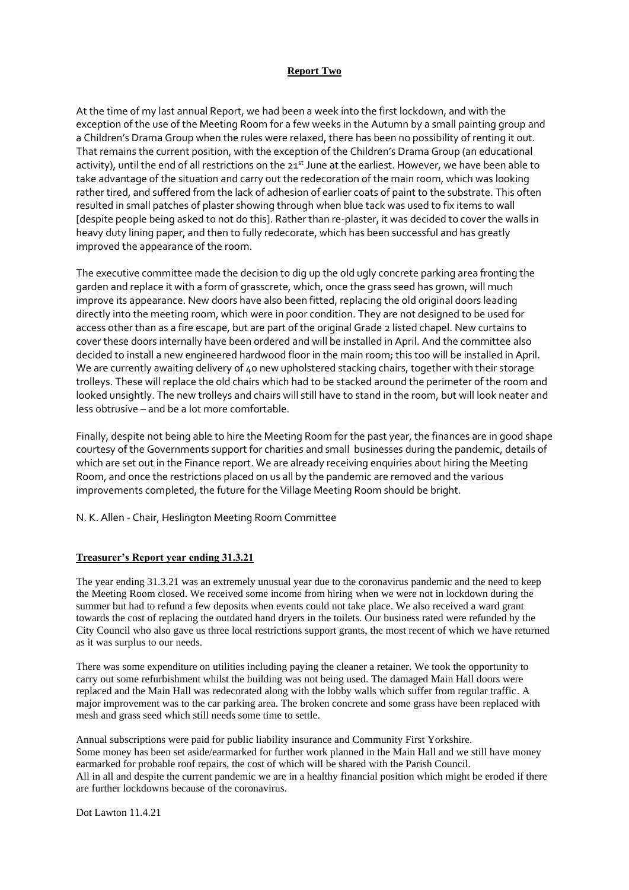## Report Two

At the time of my last annual Report, we had been a week into the first lockdown, and with the exception of the use of the Meeting Room for a few weeks in the Autumn by a small painting group and a Children's Drama Group when the rules were relaxed, there has been no possibility of renting it out. That remains the current position, with the exception of the Children's Drama Group (an educational activity), until the end of all restrictions on the 21st June at the earliest. However, we have been able to take advantage of the situation and carry out the redecoration of the main room, which was looking rather tired, and suffered from the lack of adhesion of earlier coats of paint to the substrate. This often resulted in small patches of plaster showing through when blue tack was used to fix items to wall [despite people being asked to not do this]. Rather than re-plaster, it was decided to cover the walls in heavy duty lining paper, and then to fully redecorate, which has been successful and has greatly improved the appearance of the room.

The executive committee made the decision to dig up the old ugly concrete parking area fronting the garden and replace it with a form of grasscrete, which, once the grass seed has grown, will much improve its appearance. New doors have also been fitted, replacing the old original doors leading directly into the meeting room, which were in poor condition. They are not designed to be used for access other than as a fire escape, but are part of the original Grade 2 listed chapel. New curtains to cover these doors internally have been ordered and will be installed in April. And the committee also decided to install a new engineered hardwood floor in the main room; this too will be installed in April. We are currently awaiting delivery of 40 new upholstered stacking chairs, together with their storage trolleys. These will replace the old chairs which had to be stacked around the perimeter of the room and looked unsightly. The new trolleys and chairs will still have to stand in the room, but will look neater and less obtrusive – and be a lot more comfortable.

Finally, despite not being able to hire the Meeting Room for the past year, the finances are in good shape courtesy of the Governments support for charities and small businesses during the pandemic, details of which are set out in the Finance report. We are already receiving enquiries about hiring the Meeting Room, and once the restrictions placed on us all by the pandemic are removed and the various improvements completed, the future for the Village Meeting Room should be bright.

N. K. Allen - Chair, Heslington Meeting Room Committee

## Treasurer's Report year ending 31.3.21

The year ending 31.3.21 was an extremely unusual year due to the coronavirus pandemic and the need to keep the Meeting Room closed. We received some income from hiring when we were not in lockdown during the summer but had to refund a few deposits when events could not take place. We also received a ward grant towards the cost of replacing the outdated hand dryers in the toilets. Our business rated were refunded by the City Council who also gave us three local restrictions support grants, the most recent of which we have returned as it was surplus to our needs.

There was some expenditure on utilities including paying the cleaner a retainer. We took the opportunity to carry out some refurbishment whilst the building was not being used. The damaged Main Hall doors were replaced and the Main Hall was redecorated along with the lobby walls which suffer from regular traffic. A major improvement was to the car parking area. The broken concrete and some grass have been replaced with mesh and grass seed which still needs some time to settle.

Annual subscriptions were paid for public liability insurance and Community First Yorkshire.
Some money has been set aside/earmarked for further work planned in the Main Hall and we still have money earmarked for probable roof repairs, the cost of which will be shared with the Parish Council.
All in all and despite the current pandemic we are in a healthy financial position which might be eroded if there are further lockdowns because of the coronavirus.

Dot Lawton 11.4.21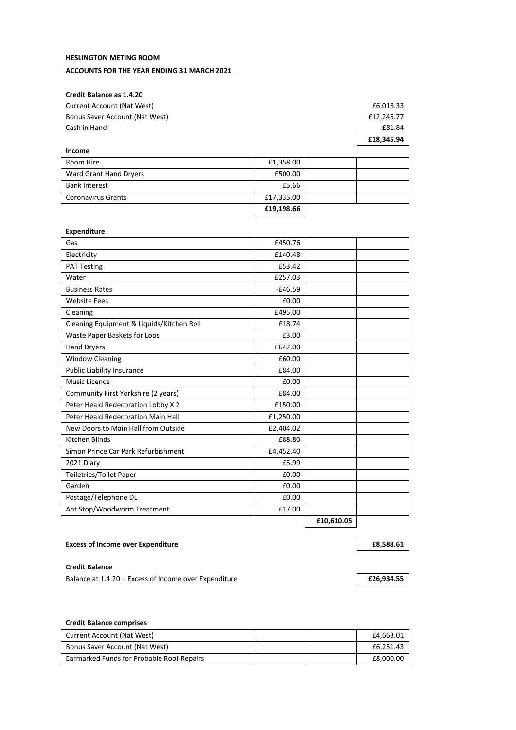**HESLINGTON METING ROOM**

**ACCOUNTS FOR THE YEAR ENDING 31 MARCH 2021**

**Credit Balance as 1.4.20**

| | |
|---|---|
| Current Account (Nat West) | £6,018.33 |
| Bonus Saver Account (Nat West) | £12,245.77 |
| Cash in Hand | £81.84 |
| | **£18,345.94** |

**Income**

| | | | |
|---|---|---|---|
| Room Hire | £1,358.00 | | |
| Ward Grant Hand Dryers | £500.00 | | |
| Bank Interest | £5.66 | | |
| Coronavirus Grants | £17,335.00 | | |
| | **£19,198.66** | | |

**Expenditure**

| | | | |
|---|---|---|---|
| Gas | £450.76 | | |
| Electricity | £140.48 | | |
| PAT Testing | £53.42 | | |
| Water | £257.03 | | |
| Business Rates | -£46.59 | | |
| Website Fees | £0.00 | | |
| Cleaning | £495.00 | | |
| Cleaning Equipment & Liquids/Kitchen Roll | £18.74 | | |
| Waste Paper Baskets for Loos | £3.00 | | |
| Hand Dryers | £642.00 | | |
| Window Cleaning | £60.00 | | |
| Public Liability Insurance | £84.00 | | |
| Music Licence | £0.00 | | |
| Community First Yorkshire (2 years) | £84.00 | | |
| Peter Heald Redecoration Lobby X 2 | £150.00 | | |
| Peter Heald Redecoration Main Hall | £1,250.00 | | |
| New Doors to Main Hall from Outside | £2,404.02 | | |
| Kitchen Blinds | £88.80 | | |
| Simon Prince Car Park Refurbishment | £4,452.40 | | |
| 2021 Diary | £5.99 | | |
| Toiletries/Toilet Paper | £0.00 | | |
| Garden | £0.00 | | |
| Postage/Telephone DL | £0.00 | | |
| Ant Stop/Woodworm Treatment | £17.00 | | |
| | | **£10,610.05** | |

**Excess of Income over Expenditure** **£8,588.61**

**Credit Balance**

Balance at 1.4.20 + Excess of Income over Expenditure **£26,934.55**

**Credit Balance comprises**

| | | | |
|---|---|---|---|
| Current Account (Nat West) | | | £4,663.01 |
| Bonus Saver Account (Nat West) | | | £6,251.43 |
| Earmarked Funds for Probable Roof Repairs | | | £8,000.00 |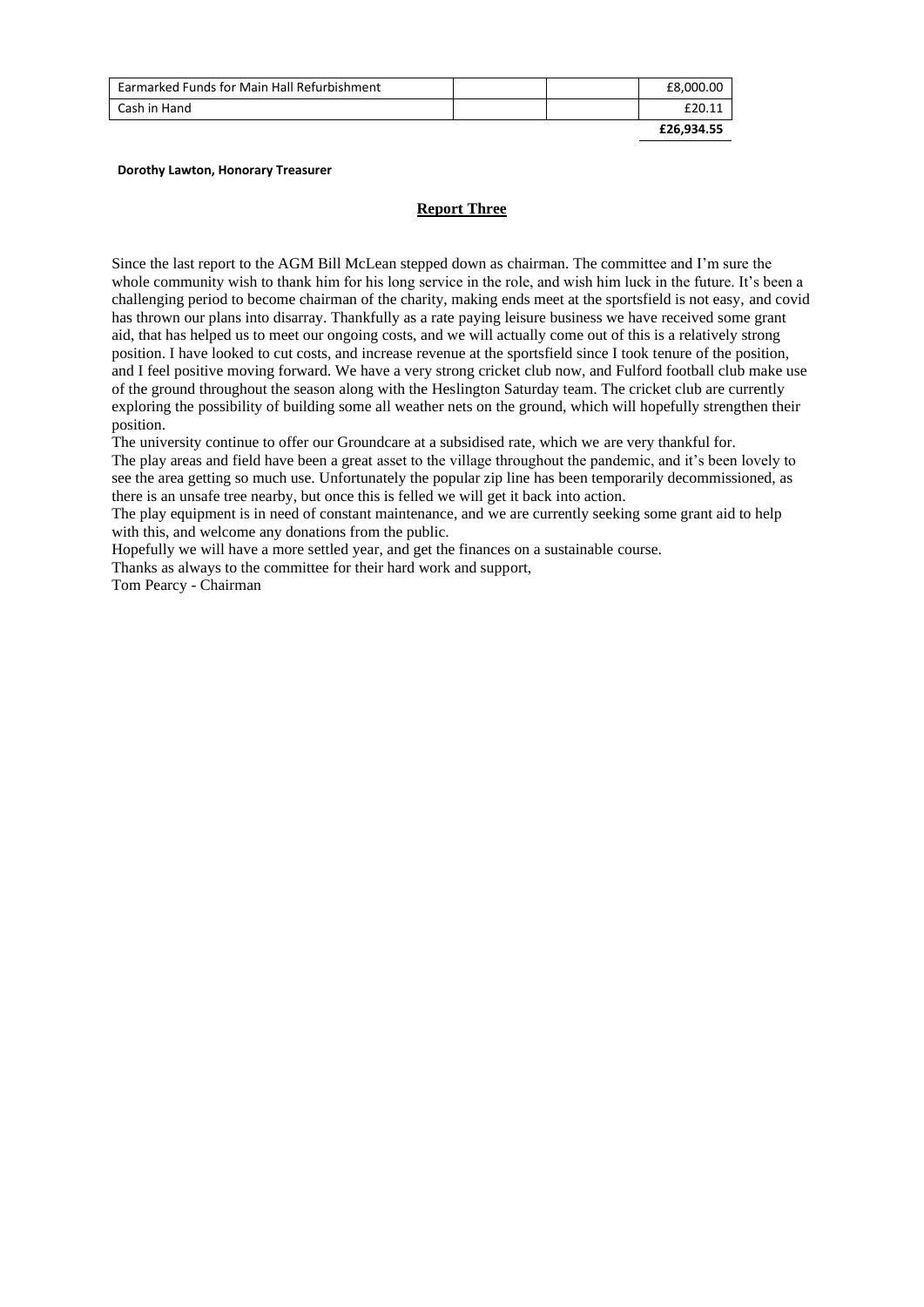| | | | |
|---|---|---|---|
| Earmarked Funds for Main Hall Refurbishment | | | £8,000.00 |
| Cash in Hand | | | £20.11 |
| | | | **£26,934.55** |

**Dorothy Lawton, Honorary Treasurer**

## Report Three

Since the last report to the AGM Bill McLean stepped down as chairman. The committee and I'm sure the whole community wish to thank him for his long service in the role, and wish him luck in the future. It's been a challenging period to become chairman of the charity, making ends meet at the sportsfield is not easy, and covid has thrown our plans into disarray. Thankfully as a rate paying leisure business we have received some grant aid, that has helped us to meet our ongoing costs, and we will actually come out of this is a relatively strong position. I have looked to cut costs, and increase revenue at the sportsfield since I took tenure of the position, and I feel positive moving forward. We have a very strong cricket club now, and Fulford football club make use of the ground throughout the season along with the Heslington Saturday team. The cricket club are currently exploring the possibility of building some all weather nets on the ground, which will hopefully strengthen their position.

The university continue to offer our Groundcare at a subsidised rate, which we are very thankful for.

The play areas and field have been a great asset to the village throughout the pandemic, and it's been lovely to see the area getting so much use. Unfortunately the popular zip line has been temporarily decommissioned, as there is an unsafe tree nearby, but once this is felled we will get it back into action.

The play equipment is in need of constant maintenance, and we are currently seeking some grant aid to help with this, and welcome any donations from the public.

Hopefully we will have a more settled year, and get the finances on a sustainable course.

Thanks as always to the committee for their hard work and support,

Tom Pearcy - Chairman